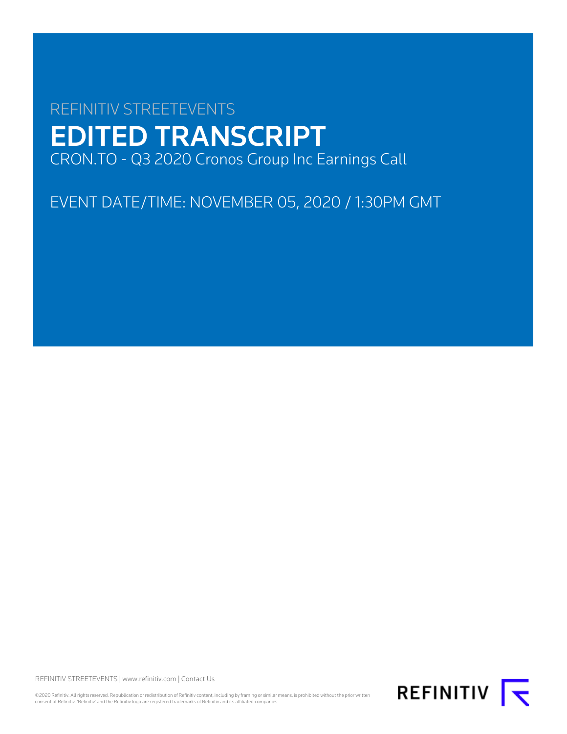REFINITIV STREETEVENTS

# EDITED TRANSCRIPT

CRON.TO - Q3 2020 Cronos Group Inc Earnings Call

EVENT DATE/TIME: NOVEMBER 05, 2020 / 1:30PM GMT

REFINITIV STREETEVENTS | www.refinitiv.com | Contact Us

©2020 Refinitiv. All rights reserved. Republication or redistribution of Refinitiv content, including by framing or similar means, is prohibited without the prior written consent of Refinitiv. 'Refinitiv' and the Refinitiv logo are registered trademarks of Refinitiv and its affiliated companies.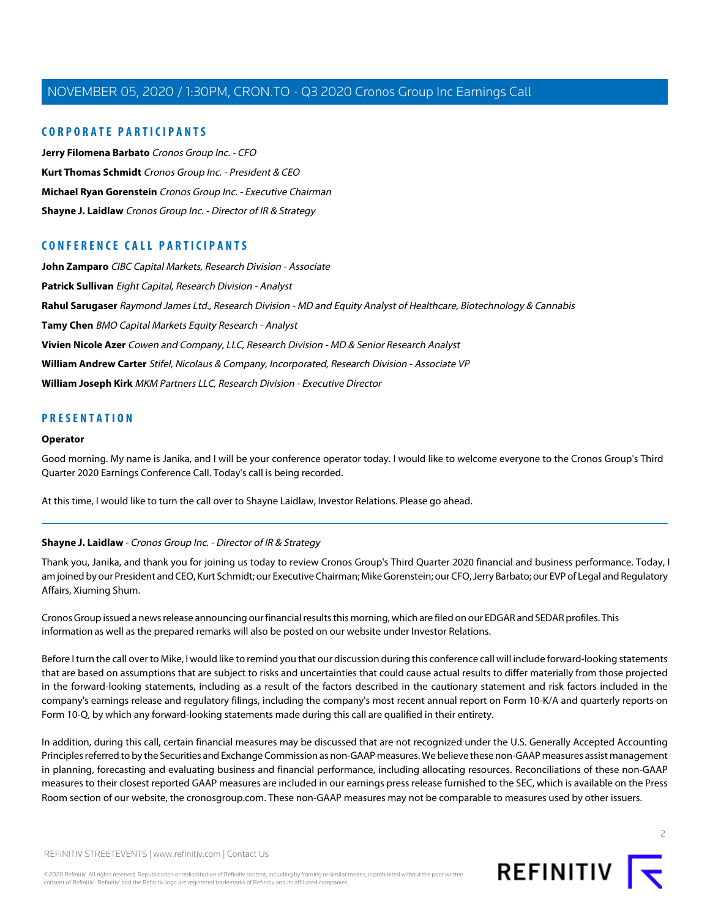## CORPORATE PARTICIPANTS

**Jerry Filomena Barbato** *Cronos Group Inc. - CFO*

**Kurt Thomas Schmidt** *Cronos Group Inc. - President & CEO*

**Michael Ryan Gorenstein** *Cronos Group Inc. - Executive Chairman*

**Shayne J. Laidlaw** *Cronos Group Inc. - Director of IR & Strategy*

## CONFERENCE CALL PARTICIPANTS

**John Zamparo** *CIBC Capital Markets, Research Division - Associate*

**Patrick Sullivan** *Eight Capital, Research Division - Analyst*

**Rahul Sarugaser** *Raymond James Ltd., Research Division - MD and Equity Analyst of Healthcare, Biotechnology & Cannabis*

**Tamy Chen** *BMO Capital Markets Equity Research - Analyst*

**Vivien Nicole Azer** *Cowen and Company, LLC, Research Division - MD & Senior Research Analyst*

**William Andrew Carter** *Stifel, Nicolaus & Company, Incorporated, Research Division - Associate VP*

**William Joseph Kirk** *MKM Partners LLC, Research Division - Executive Director*

## PRESENTATION

### Operator

Good morning. My name is Janika, and I will be your conference operator today. I would like to welcome everyone to the Cronos Group's Third Quarter 2020 Earnings Conference Call. Today's call is being recorded.

At this time, I would like to turn the call over to Shayne Laidlaw, Investor Relations. Please go ahead.

---

### Shayne J. Laidlaw - *Cronos Group Inc. - Director of IR & Strategy*

Thank you, Janika, and thank you for joining us today to review Cronos Group's Third Quarter 2020 financial and business performance. Today, I am joined by our President and CEO, Kurt Schmidt; our Executive Chairman; Mike Gorenstein; our CFO, Jerry Barbato; our EVP of Legal and Regulatory Affairs, Xiuming Shum.

Cronos Group issued a news release announcing our financial results this morning, which are filed on our EDGAR and SEDAR profiles. This information as well as the prepared remarks will also be posted on our website under Investor Relations.

Before I turn the call over to Mike, I would like to remind you that our discussion during this conference call will include forward-looking statements that are based on assumptions that are subject to risks and uncertainties that could cause actual results to differ materially from those projected in the forward-looking statements, including as a result of the factors described in the cautionary statement and risk factors included in the company's earnings release and regulatory filings, including the company's most recent annual report on Form 10-K/A and quarterly reports on Form 10-Q, by which any forward-looking statements made during this call are qualified in their entirety.

In addition, during this call, certain financial measures may be discussed that are not recognized under the U.S. Generally Accepted Accounting Principles referred to by the Securities and Exchange Commission as non-GAAP measures. We believe these non-GAAP measures assist management in planning, forecasting and evaluating business and financial performance, including allocating resources. Reconciliations of these non-GAAP measures to their closest reported GAAP measures are included in our earnings press release furnished to the SEC, which is available on the Press Room section of our website, the cronosgroup.com. These non-GAAP measures may not be comparable to measures used by other issuers.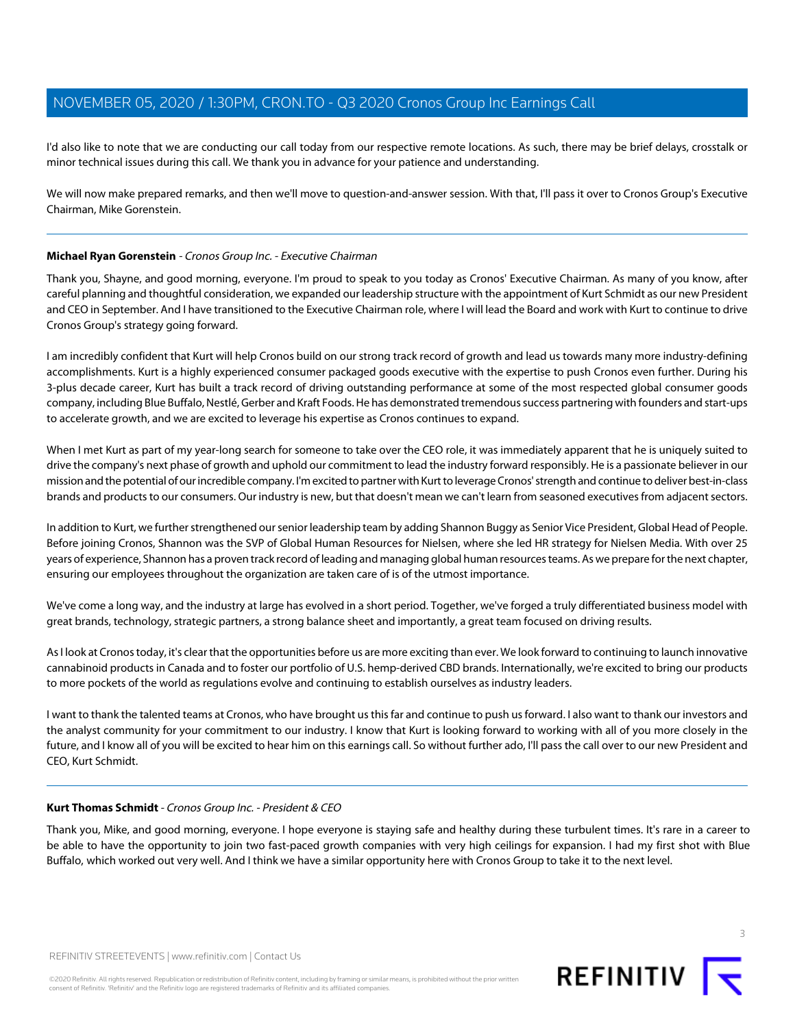I'd also like to note that we are conducting our call today from our respective remote locations. As such, there may be brief delays, crosstalk or minor technical issues during this call. We thank you in advance for your patience and understanding.

We will now make prepared remarks, and then we'll move to question-and-answer session. With that, I'll pass it over to Cronos Group's Executive Chairman, Mike Gorenstein.

---

**Michael Ryan Gorenstein** - *Cronos Group Inc. - Executive Chairman*

Thank you, Shayne, and good morning, everyone. I'm proud to speak to you today as Cronos' Executive Chairman. As many of you know, after careful planning and thoughtful consideration, we expanded our leadership structure with the appointment of Kurt Schmidt as our new President and CEO in September. And I have transitioned to the Executive Chairman role, where I will lead the Board and work with Kurt to continue to drive Cronos Group's strategy going forward.

I am incredibly confident that Kurt will help Cronos build on our strong track record of growth and lead us towards many more industry-defining accomplishments. Kurt is a highly experienced consumer packaged goods executive with the expertise to push Cronos even further. During his 3-plus decade career, Kurt has built a track record of driving outstanding performance at some of the most respected global consumer goods company, including Blue Buffalo, Nestlé, Gerber and Kraft Foods. He has demonstrated tremendous success partnering with founders and start-ups to accelerate growth, and we are excited to leverage his expertise as Cronos continues to expand.

When I met Kurt as part of my year-long search for someone to take over the CEO role, it was immediately apparent that he is uniquely suited to drive the company's next phase of growth and uphold our commitment to lead the industry forward responsibly. He is a passionate believer in our mission and the potential of our incredible company. I'm excited to partner with Kurt to leverage Cronos' strength and continue to deliver best-in-class brands and products to our consumers. Our industry is new, but that doesn't mean we can't learn from seasoned executives from adjacent sectors.

In addition to Kurt, we further strengthened our senior leadership team by adding Shannon Buggy as Senior Vice President, Global Head of People. Before joining Cronos, Shannon was the SVP of Global Human Resources for Nielsen, where she led HR strategy for Nielsen Media. With over 25 years of experience, Shannon has a proven track record of leading and managing global human resources teams. As we prepare for the next chapter, ensuring our employees throughout the organization are taken care of is of the utmost importance.

We've come a long way, and the industry at large has evolved in a short period. Together, we've forged a truly differentiated business model with great brands, technology, strategic partners, a strong balance sheet and importantly, a great team focused on driving results.

As I look at Cronos today, it's clear that the opportunities before us are more exciting than ever. We look forward to continuing to launch innovative cannabinoid products in Canada and to foster our portfolio of U.S. hemp-derived CBD brands. Internationally, we're excited to bring our products to more pockets of the world as regulations evolve and continuing to establish ourselves as industry leaders.

I want to thank the talented teams at Cronos, who have brought us this far and continue to push us forward. I also want to thank our investors and the analyst community for your commitment to our industry. I know that Kurt is looking forward to working with all of you more closely in the future, and I know all of you will be excited to hear him on this earnings call. So without further ado, I'll pass the call over to our new President and CEO, Kurt Schmidt.

---

**Kurt Thomas Schmidt** - *Cronos Group Inc. - President & CEO*

Thank you, Mike, and good morning, everyone. I hope everyone is staying safe and healthy during these turbulent times. It's rare in a career to be able to have the opportunity to join two fast-paced growth companies with very high ceilings for expansion. I had my first shot with Blue Buffalo, which worked out very well. And I think we have a similar opportunity here with Cronos Group to take it to the next level.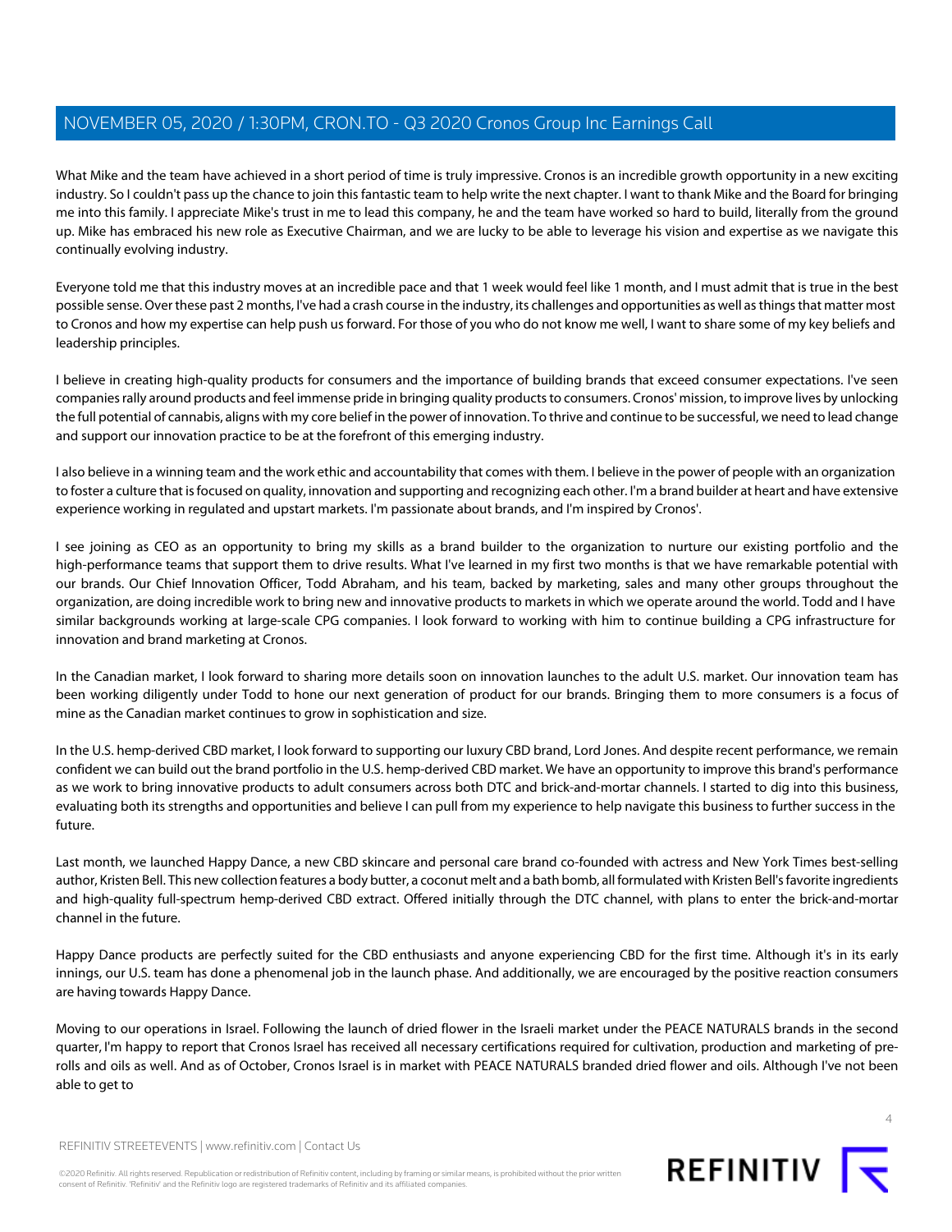What Mike and the team have achieved in a short period of time is truly impressive. Cronos is an incredible growth opportunity in a new exciting industry. So I couldn't pass up the chance to join this fantastic team to help write the next chapter. I want to thank Mike and the Board for bringing me into this family. I appreciate Mike's trust in me to lead this company, he and the team have worked so hard to build, literally from the ground up. Mike has embraced his new role as Executive Chairman, and we are lucky to be able to leverage his vision and expertise as we navigate this continually evolving industry.

Everyone told me that this industry moves at an incredible pace and that 1 week would feel like 1 month, and I must admit that is true in the best possible sense. Over these past 2 months, I've had a crash course in the industry, its challenges and opportunities as well as things that matter most to Cronos and how my expertise can help push us forward. For those of you who do not know me well, I want to share some of my key beliefs and leadership principles.

I believe in creating high-quality products for consumers and the importance of building brands that exceed consumer expectations. I've seen companies rally around products and feel immense pride in bringing quality products to consumers. Cronos' mission, to improve lives by unlocking the full potential of cannabis, aligns with my core belief in the power of innovation. To thrive and continue to be successful, we need to lead change and support our innovation practice to be at the forefront of this emerging industry.

I also believe in a winning team and the work ethic and accountability that comes with them. I believe in the power of people with an organization to foster a culture that is focused on quality, innovation and supporting and recognizing each other. I'm a brand builder at heart and have extensive experience working in regulated and upstart markets. I'm passionate about brands, and I'm inspired by Cronos'.

I see joining as CEO as an opportunity to bring my skills as a brand builder to the organization to nurture our existing portfolio and the high-performance teams that support them to drive results. What I've learned in my first two months is that we have remarkable potential with our brands. Our Chief Innovation Officer, Todd Abraham, and his team, backed by marketing, sales and many other groups throughout the organization, are doing incredible work to bring new and innovative products to markets in which we operate around the world. Todd and I have similar backgrounds working at large-scale CPG companies. I look forward to working with him to continue building a CPG infrastructure for innovation and brand marketing at Cronos.

In the Canadian market, I look forward to sharing more details soon on innovation launches to the adult U.S. market. Our innovation team has been working diligently under Todd to hone our next generation of product for our brands. Bringing them to more consumers is a focus of mine as the Canadian market continues to grow in sophistication and size.

In the U.S. hemp-derived CBD market, I look forward to supporting our luxury CBD brand, Lord Jones. And despite recent performance, we remain confident we can build out the brand portfolio in the U.S. hemp-derived CBD market. We have an opportunity to improve this brand's performance as we work to bring innovative products to adult consumers across both DTC and brick-and-mortar channels. I started to dig into this business, evaluating both its strengths and opportunities and believe I can pull from my experience to help navigate this business to further success in the future.

Last month, we launched Happy Dance, a new CBD skincare and personal care brand co-founded with actress and New York Times best-selling author, Kristen Bell. This new collection features a body butter, a coconut melt and a bath bomb, all formulated with Kristen Bell's favorite ingredients and high-quality full-spectrum hemp-derived CBD extract. Offered initially through the DTC channel, with plans to enter the brick-and-mortar channel in the future.

Happy Dance products are perfectly suited for the CBD enthusiasts and anyone experiencing CBD for the first time. Although it's in its early innings, our U.S. team has done a phenomenal job in the launch phase. And additionally, we are encouraged by the positive reaction consumers are having towards Happy Dance.

Moving to our operations in Israel. Following the launch of dried flower in the Israeli market under the PEACE NATURALS brands in the second quarter, I'm happy to report that Cronos Israel has received all necessary certifications required for cultivation, production and marketing of pre-rolls and oils as well. And as of October, Cronos Israel is in market with PEACE NATURALS branded dried flower and oils. Although I've not been able to get to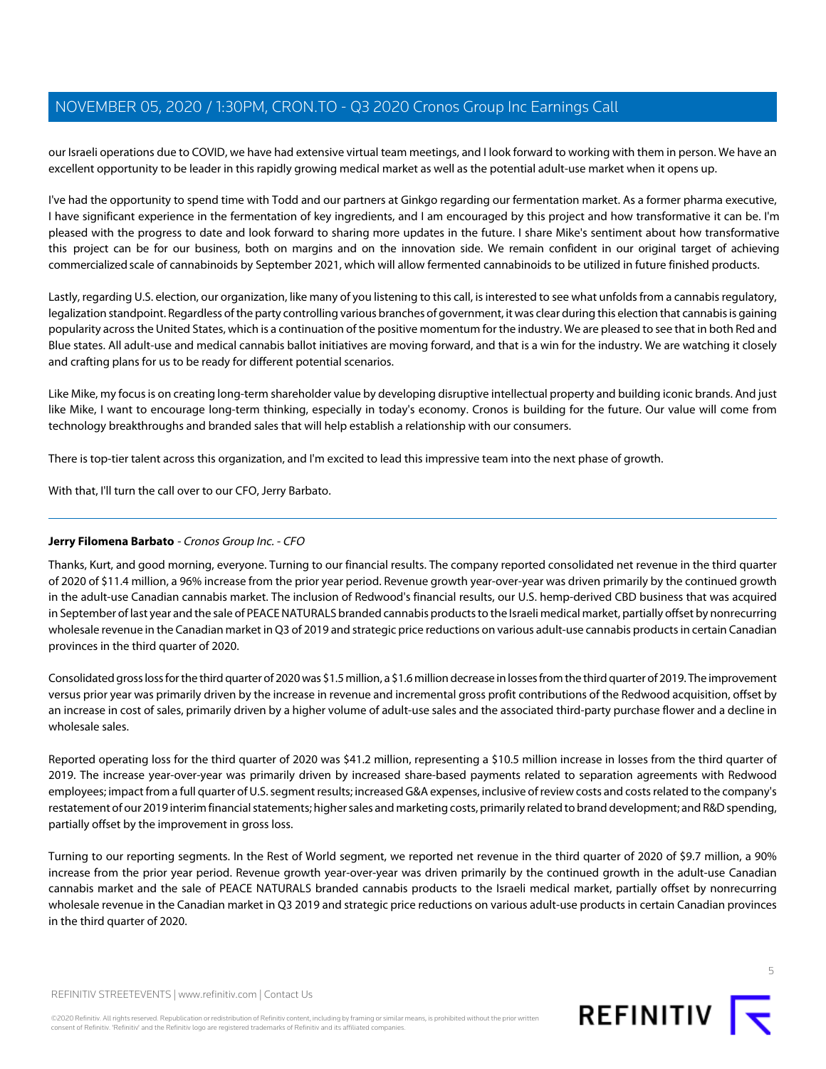our Israeli operations due to COVID, we have had extensive virtual team meetings, and I look forward to working with them in person. We have an excellent opportunity to be leader in this rapidly growing medical market as well as the potential adult-use market when it opens up.

I've had the opportunity to spend time with Todd and our partners at Ginkgo regarding our fermentation market. As a former pharma executive, I have significant experience in the fermentation of key ingredients, and I am encouraged by this project and how transformative it can be. I'm pleased with the progress to date and look forward to sharing more updates in the future. I share Mike's sentiment about how transformative this project can be for our business, both on margins and on the innovation side. We remain confident in our original target of achieving commercialized scale of cannabinoids by September 2021, which will allow fermented cannabinoids to be utilized in future finished products.

Lastly, regarding U.S. election, our organization, like many of you listening to this call, is interested to see what unfolds from a cannabis regulatory, legalization standpoint. Regardless of the party controlling various branches of government, it was clear during this election that cannabis is gaining popularity across the United States, which is a continuation of the positive momentum for the industry. We are pleased to see that in both Red and Blue states. All adult-use and medical cannabis ballot initiatives are moving forward, and that is a win for the industry. We are watching it closely and crafting plans for us to be ready for different potential scenarios.

Like Mike, my focus is on creating long-term shareholder value by developing disruptive intellectual property and building iconic brands. And just like Mike, I want to encourage long-term thinking, especially in today's economy. Cronos is building for the future. Our value will come from technology breakthroughs and branded sales that will help establish a relationship with our consumers.

There is top-tier talent across this organization, and I'm excited to lead this impressive team into the next phase of growth.

With that, I'll turn the call over to our CFO, Jerry Barbato.

---

**Jerry Filomena Barbato** - *Cronos Group Inc. - CFO*

Thanks, Kurt, and good morning, everyone. Turning to our financial results. The company reported consolidated net revenue in the third quarter of 2020 of $11.4 million, a 96% increase from the prior year period. Revenue growth year-over-year was driven primarily by the continued growth in the adult-use Canadian cannabis market. The inclusion of Redwood's financial results, our U.S. hemp-derived CBD business that was acquired in September of last year and the sale of PEACE NATURALS branded cannabis products to the Israeli medical market, partially offset by nonrecurring wholesale revenue in the Canadian market in Q3 of 2019 and strategic price reductions on various adult-use cannabis products in certain Canadian provinces in the third quarter of 2020.

Consolidated gross loss for the third quarter of 2020 was $1.5 million, a $1.6 million decrease in losses from the third quarter of 2019. The improvement versus prior year was primarily driven by the increase in revenue and incremental gross profit contributions of the Redwood acquisition, offset by an increase in cost of sales, primarily driven by a higher volume of adult-use sales and the associated third-party purchase flower and a decline in wholesale sales.

Reported operating loss for the third quarter of 2020 was $41.2 million, representing a $10.5 million increase in losses from the third quarter of 2019. The increase year-over-year was primarily driven by increased share-based payments related to separation agreements with Redwood employees; impact from a full quarter of U.S. segment results; increased G&A expenses, inclusive of review costs and costs related to the company's restatement of our 2019 interim financial statements; higher sales and marketing costs, primarily related to brand development; and R&D spending, partially offset by the improvement in gross loss.

Turning to our reporting segments. In the Rest of World segment, we reported net revenue in the third quarter of 2020 of $9.7 million, a 90% increase from the prior year period. Revenue growth year-over-year was driven primarily by the continued growth in the adult-use Canadian cannabis market and the sale of PEACE NATURALS branded cannabis products to the Israeli medical market, partially offset by nonrecurring wholesale revenue in the Canadian market in Q3 2019 and strategic price reductions on various adult-use products in certain Canadian provinces in the third quarter of 2020.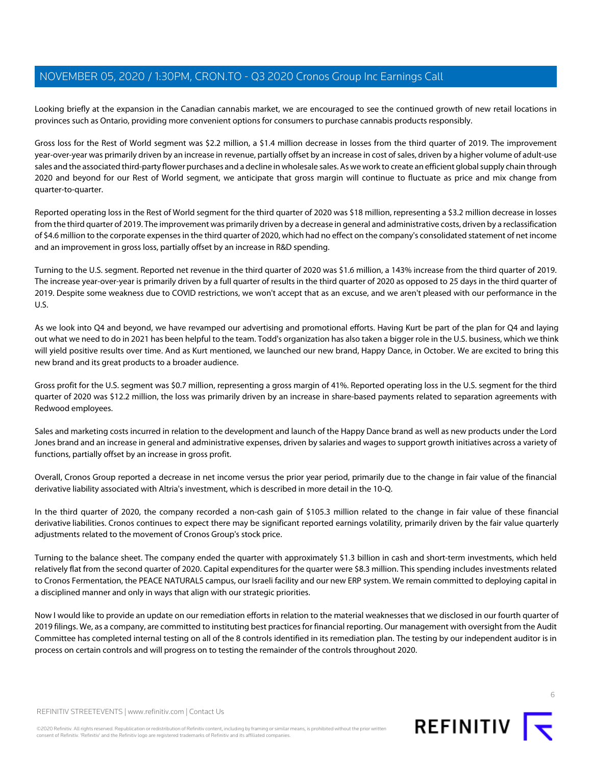Looking briefly at the expansion in the Canadian cannabis market, we are encouraged to see the continued growth of new retail locations in provinces such as Ontario, providing more convenient options for consumers to purchase cannabis products responsibly.

Gross loss for the Rest of World segment was $2.2 million, a $1.4 million decrease in losses from the third quarter of 2019. The improvement year-over-year was primarily driven by an increase in revenue, partially offset by an increase in cost of sales, driven by a higher volume of adult-use sales and the associated third-party flower purchases and a decline in wholesale sales. As we work to create an efficient global supply chain through 2020 and beyond for our Rest of World segment, we anticipate that gross margin will continue to fluctuate as price and mix change from quarter-to-quarter.

Reported operating loss in the Rest of World segment for the third quarter of 2020 was $18 million, representing a $3.2 million decrease in losses from the third quarter of 2019. The improvement was primarily driven by a decrease in general and administrative costs, driven by a reclassification of $4.6 million to the corporate expenses in the third quarter of 2020, which had no effect on the company's consolidated statement of net income and an improvement in gross loss, partially offset by an increase in R&D spending.

Turning to the U.S. segment. Reported net revenue in the third quarter of 2020 was $1.6 million, a 143% increase from the third quarter of 2019. The increase year-over-year is primarily driven by a full quarter of results in the third quarter of 2020 as opposed to 25 days in the third quarter of 2019. Despite some weakness due to COVID restrictions, we won't accept that as an excuse, and we aren't pleased with our performance in the U.S.

As we look into Q4 and beyond, we have revamped our advertising and promotional efforts. Having Kurt be part of the plan for Q4 and laying out what we need to do in 2021 has been helpful to the team. Todd's organization has also taken a bigger role in the U.S. business, which we think will yield positive results over time. And as Kurt mentioned, we launched our new brand, Happy Dance, in October. We are excited to bring this new brand and its great products to a broader audience.

Gross profit for the U.S. segment was $0.7 million, representing a gross margin of 41%. Reported operating loss in the U.S. segment for the third quarter of 2020 was $12.2 million, the loss was primarily driven by an increase in share-based payments related to separation agreements with Redwood employees.

Sales and marketing costs incurred in relation to the development and launch of the Happy Dance brand as well as new products under the Lord Jones brand and an increase in general and administrative expenses, driven by salaries and wages to support growth initiatives across a variety of functions, partially offset by an increase in gross profit.

Overall, Cronos Group reported a decrease in net income versus the prior year period, primarily due to the change in fair value of the financial derivative liability associated with Altria's investment, which is described in more detail in the 10-Q.

In the third quarter of 2020, the company recorded a non-cash gain of $105.3 million related to the change in fair value of these financial derivative liabilities. Cronos continues to expect there may be significant reported earnings volatility, primarily driven by the fair value quarterly adjustments related to the movement of Cronos Group's stock price.

Turning to the balance sheet. The company ended the quarter with approximately $1.3 billion in cash and short-term investments, which held relatively flat from the second quarter of 2020. Capital expenditures for the quarter were $8.3 million. This spending includes investments related to Cronos Fermentation, the PEACE NATURALS campus, our Israeli facility and our new ERP system. We remain committed to deploying capital in a disciplined manner and only in ways that align with our strategic priorities.

Now I would like to provide an update on our remediation efforts in relation to the material weaknesses that we disclosed in our fourth quarter of 2019 filings. We, as a company, are committed to instituting best practices for financial reporting. Our management with oversight from the Audit Committee has completed internal testing on all of the 8 controls identified in its remediation plan. The testing by our independent auditor is in process on certain controls and will progress on to testing the remainder of the controls throughout 2020.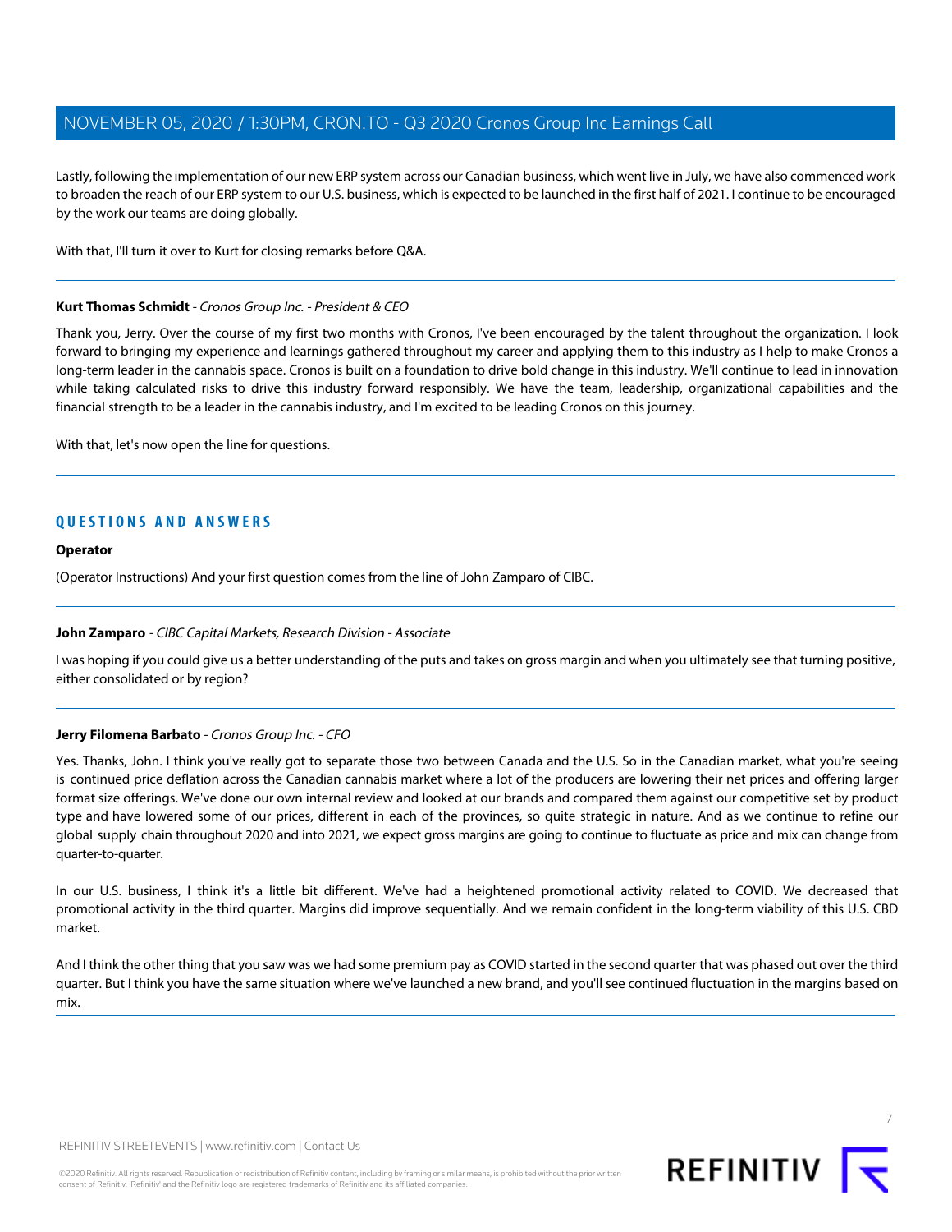Lastly, following the implementation of our new ERP system across our Canadian business, which went live in July, we have also commenced work to broaden the reach of our ERP system to our U.S. business, which is expected to be launched in the first half of 2021. I continue to be encouraged by the work our teams are doing globally.

With that, I'll turn it over to Kurt for closing remarks before Q&A.

---

**Kurt Thomas Schmidt** - *Cronos Group Inc. - President & CEO*

Thank you, Jerry. Over the course of my first two months with Cronos, I've been encouraged by the talent throughout the organization. I look forward to bringing my experience and learnings gathered throughout my career and applying them to this industry as I help to make Cronos a long-term leader in the cannabis space. Cronos is built on a foundation to drive bold change in this industry. We'll continue to lead in innovation while taking calculated risks to drive this industry forward responsibly. We have the team, leadership, organizational capabilities and the financial strength to be a leader in the cannabis industry, and I'm excited to be leading Cronos on this journey.

With that, let's now open the line for questions.

---

## QUESTIONS AND ANSWERS

**Operator**

(Operator Instructions) And your first question comes from the line of John Zamparo of CIBC.

---

**John Zamparo** - *CIBC Capital Markets, Research Division - Associate*

I was hoping if you could give us a better understanding of the puts and takes on gross margin and when you ultimately see that turning positive, either consolidated or by region?

---

**Jerry Filomena Barbato** - *Cronos Group Inc. - CFO*

Yes. Thanks, John. I think you've really got to separate those two between Canada and the U.S. So in the Canadian market, what you're seeing is continued price deflation across the Canadian cannabis market where a lot of the producers are lowering their net prices and offering larger format size offerings. We've done our own internal review and looked at our brands and compared them against our competitive set by product type and have lowered some of our prices, different in each of the provinces, so quite strategic in nature. And as we continue to refine our global supply chain throughout 2020 and into 2021, we expect gross margins are going to continue to fluctuate as price and mix can change from quarter-to-quarter.

In our U.S. business, I think it's a little bit different. We've had a heightened promotional activity related to COVID. We decreased that promotional activity in the third quarter. Margins did improve sequentially. And we remain confident in the long-term viability of this U.S. CBD market.

And I think the other thing that you saw was we had some premium pay as COVID started in the second quarter that was phased out over the third quarter. But I think you have the same situation where we've launched a new brand, and you'll see continued fluctuation in the margins based on mix.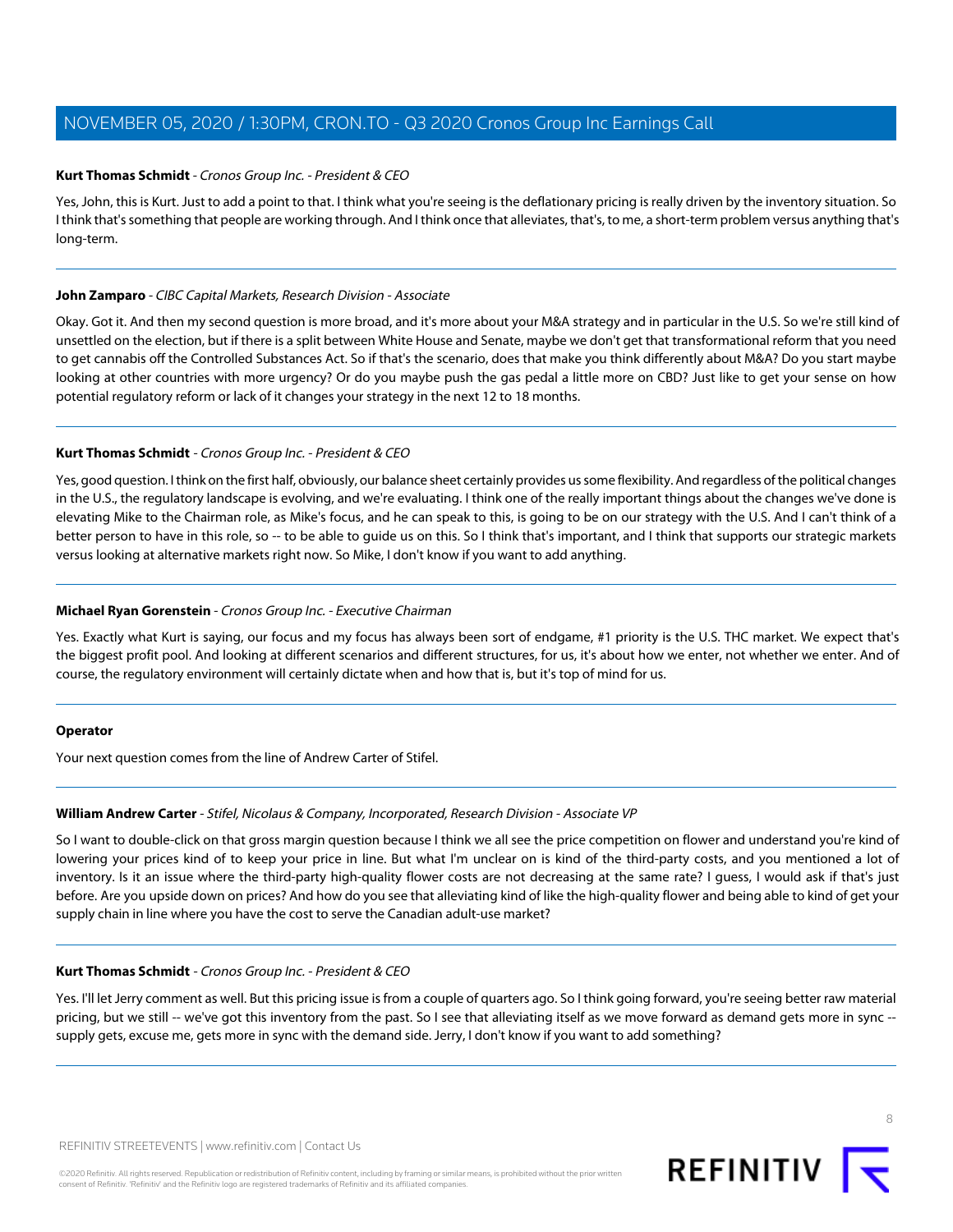**Kurt Thomas Schmidt** - *Cronos Group Inc. - President & CEO*

Yes, John, this is Kurt. Just to add a point to that. I think what you're seeing is the deflationary pricing is really driven by the inventory situation. So I think that's something that people are working through. And I think once that alleviates, that's, to me, a short-term problem versus anything that's long-term.

---

**John Zamparo** - *CIBC Capital Markets, Research Division - Associate*

Okay. Got it. And then my second question is more broad, and it's more about your M&A strategy and in particular in the U.S. So we're still kind of unsettled on the election, but if there is a split between White House and Senate, maybe we don't get that transformational reform that you need to get cannabis off the Controlled Substances Act. So if that's the scenario, does that make you think differently about M&A? Do you start maybe looking at other countries with more urgency? Or do you maybe push the gas pedal a little more on CBD? Just like to get your sense on how potential regulatory reform or lack of it changes your strategy in the next 12 to 18 months.

---

**Kurt Thomas Schmidt** - *Cronos Group Inc. - President & CEO*

Yes, good question. I think on the first half, obviously, our balance sheet certainly provides us some flexibility. And regardless of the political changes in the U.S., the regulatory landscape is evolving, and we're evaluating. I think one of the really important things about the changes we've done is elevating Mike to the Chairman role, as Mike's focus, and he can speak to this, is going to be on our strategy with the U.S. And I can't think of a better person to have in this role, so -- to be able to guide us on this. So I think that's important, and I think that supports our strategic markets versus looking at alternative markets right now. So Mike, I don't know if you want to add anything.

---

**Michael Ryan Gorenstein** - *Cronos Group Inc. - Executive Chairman*

Yes. Exactly what Kurt is saying, our focus and my focus has always been sort of endgame, #1 priority is the U.S. THC market. We expect that's the biggest profit pool. And looking at different scenarios and different structures, for us, it's about how we enter, not whether we enter. And of course, the regulatory environment will certainly dictate when and how that is, but it's top of mind for us.

---

**Operator**

Your next question comes from the line of Andrew Carter of Stifel.

---

**William Andrew Carter** - *Stifel, Nicolaus & Company, Incorporated, Research Division - Associate VP*

So I want to double-click on that gross margin question because I think we all see the price competition on flower and understand you're kind of lowering your prices kind of to keep your price in line. But what I'm unclear on is kind of the third-party costs, and you mentioned a lot of inventory. Is it an issue where the third-party high-quality flower costs are not decreasing at the same rate? I guess, I would ask if that's just before. Are you upside down on prices? And how do you see that alleviating kind of like the high-quality flower and being able to kind of get your supply chain in line where you have the cost to serve the Canadian adult-use market?

---

**Kurt Thomas Schmidt** - *Cronos Group Inc. - President & CEO*

Yes. I'll let Jerry comment as well. But this pricing issue is from a couple of quarters ago. So I think going forward, you're seeing better raw material pricing, but we still -- we've got this inventory from the past. So I see that alleviating itself as we move forward as demand gets more in sync -- supply gets, excuse me, gets more in sync with the demand side. Jerry, I don't know if you want to add something?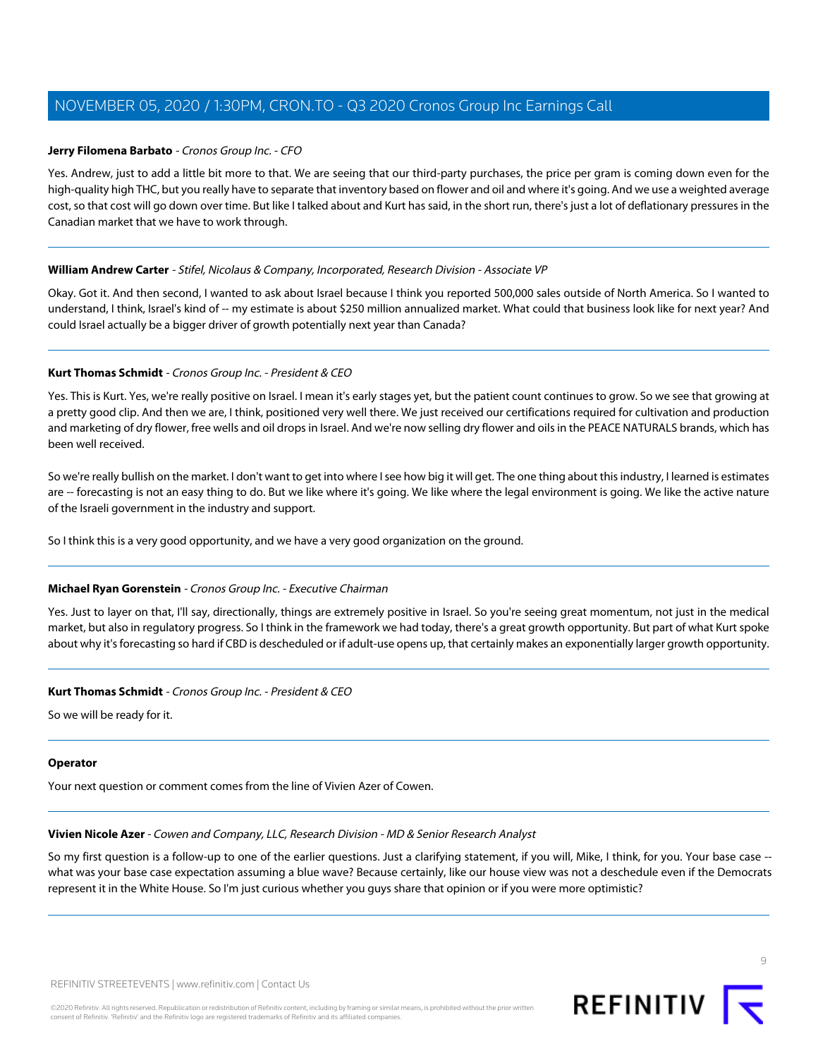**Jerry Filomena Barbato** - *Cronos Group Inc. - CFO*

Yes. Andrew, just to add a little bit more to that. We are seeing that our third-party purchases, the price per gram is coming down even for the high-quality high THC, but you really have to separate that inventory based on flower and oil and where it's going. And we use a weighted average cost, so that cost will go down over time. But like I talked about and Kurt has said, in the short run, there's just a lot of deflationary pressures in the Canadian market that we have to work through.

---

**William Andrew Carter** - *Stifel, Nicolaus & Company, Incorporated, Research Division - Associate VP*

Okay. Got it. And then second, I wanted to ask about Israel because I think you reported 500,000 sales outside of North America. So I wanted to understand, I think, Israel's kind of -- my estimate is about $250 million annualized market. What could that business look like for next year? And could Israel actually be a bigger driver of growth potentially next year than Canada?

---

**Kurt Thomas Schmidt** - *Cronos Group Inc. - President & CEO*

Yes. This is Kurt. Yes, we're really positive on Israel. I mean it's early stages yet, but the patient count continues to grow. So we see that growing at a pretty good clip. And then we are, I think, positioned very well there. We just received our certifications required for cultivation and production and marketing of dry flower, free wells and oil drops in Israel. And we're now selling dry flower and oils in the PEACE NATURALS brands, which has been well received.

So we're really bullish on the market. I don't want to get into where I see how big it will get. The one thing about this industry, I learned is estimates are -- forecasting is not an easy thing to do. But we like where it's going. We like where the legal environment is going. We like the active nature of the Israeli government in the industry and support.

So I think this is a very good opportunity, and we have a very good organization on the ground.

---

**Michael Ryan Gorenstein** - *Cronos Group Inc. - Executive Chairman*

Yes. Just to layer on that, I'll say, directionally, things are extremely positive in Israel. So you're seeing great momentum, not just in the medical market, but also in regulatory progress. So I think in the framework we had today, there's a great growth opportunity. But part of what Kurt spoke about why it's forecasting so hard if CBD is descheduled or if adult-use opens up, that certainly makes an exponentially larger growth opportunity.

---

**Kurt Thomas Schmidt** - *Cronos Group Inc. - President & CEO*

So we will be ready for it.

---

**Operator**

Your next question or comment comes from the line of Vivien Azer of Cowen.

---

**Vivien Nicole Azer** - *Cowen and Company, LLC, Research Division - MD & Senior Research Analyst*

So my first question is a follow-up to one of the earlier questions. Just a clarifying statement, if you will, Mike, I think, for you. Your base case -- what was your base case expectation assuming a blue wave? Because certainly, like our house view was not a deschedule even if the Democrats represent it in the White House. So I'm just curious whether you guys share that opinion or if you were more optimistic?

---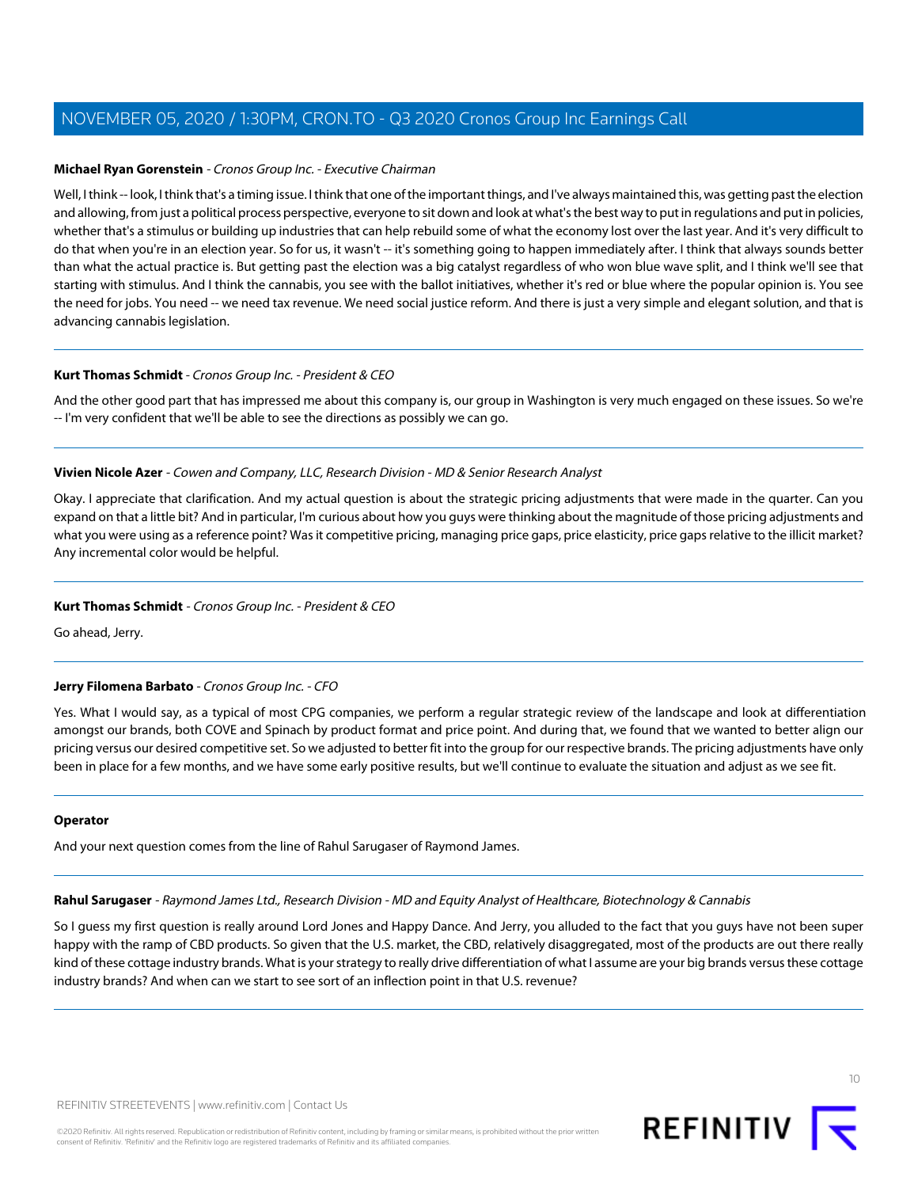**Michael Ryan Gorenstein** - *Cronos Group Inc. - Executive Chairman*

Well, I think -- look, I think that's a timing issue. I think that one of the important things, and I've always maintained this, was getting past the election and allowing, from just a political process perspective, everyone to sit down and look at what's the best way to put in regulations and put in policies, whether that's a stimulus or building up industries that can help rebuild some of what the economy lost over the last year. And it's very difficult to do that when you're in an election year. So for us, it wasn't -- it's something going to happen immediately after. I think that always sounds better than what the actual practice is. But getting past the election was a big catalyst regardless of who won blue wave split, and I think we'll see that starting with stimulus. And I think the cannabis, you see with the ballot initiatives, whether it's red or blue where the popular opinion is. You see the need for jobs. You need -- we need tax revenue. We need social justice reform. And there is just a very simple and elegant solution, and that is advancing cannabis legislation.

---

**Kurt Thomas Schmidt** - *Cronos Group Inc. - President & CEO*

And the other good part that has impressed me about this company is, our group in Washington is very much engaged on these issues. So we're -- I'm very confident that we'll be able to see the directions as possibly we can go.

---

**Vivien Nicole Azer** - *Cowen and Company, LLC, Research Division - MD & Senior Research Analyst*

Okay. I appreciate that clarification. And my actual question is about the strategic pricing adjustments that were made in the quarter. Can you expand on that a little bit? And in particular, I'm curious about how you guys were thinking about the magnitude of those pricing adjustments and what you were using as a reference point? Was it competitive pricing, managing price gaps, price elasticity, price gaps relative to the illicit market? Any incremental color would be helpful.

---

**Kurt Thomas Schmidt** - *Cronos Group Inc. - President & CEO*

Go ahead, Jerry.

---

**Jerry Filomena Barbato** - *Cronos Group Inc. - CFO*

Yes. What I would say, as a typical of most CPG companies, we perform a regular strategic review of the landscape and look at differentiation amongst our brands, both COVE and Spinach by product format and price point. And during that, we found that we wanted to better align our pricing versus our desired competitive set. So we adjusted to better fit into the group for our respective brands. The pricing adjustments have only been in place for a few months, and we have some early positive results, but we'll continue to evaluate the situation and adjust as we see fit.

---

**Operator**

And your next question comes from the line of Rahul Sarugaser of Raymond James.

---

**Rahul Sarugaser** - *Raymond James Ltd., Research Division - MD and Equity Analyst of Healthcare, Biotechnology & Cannabis*

So I guess my first question is really around Lord Jones and Happy Dance. And Jerry, you alluded to the fact that you guys have not been super happy with the ramp of CBD products. So given that the U.S. market, the CBD, relatively disaggregated, most of the products are out there really kind of these cottage industry brands. What is your strategy to really drive differentiation of what I assume are your big brands versus these cottage industry brands? And when can we start to see sort of an inflection point in that U.S. revenue?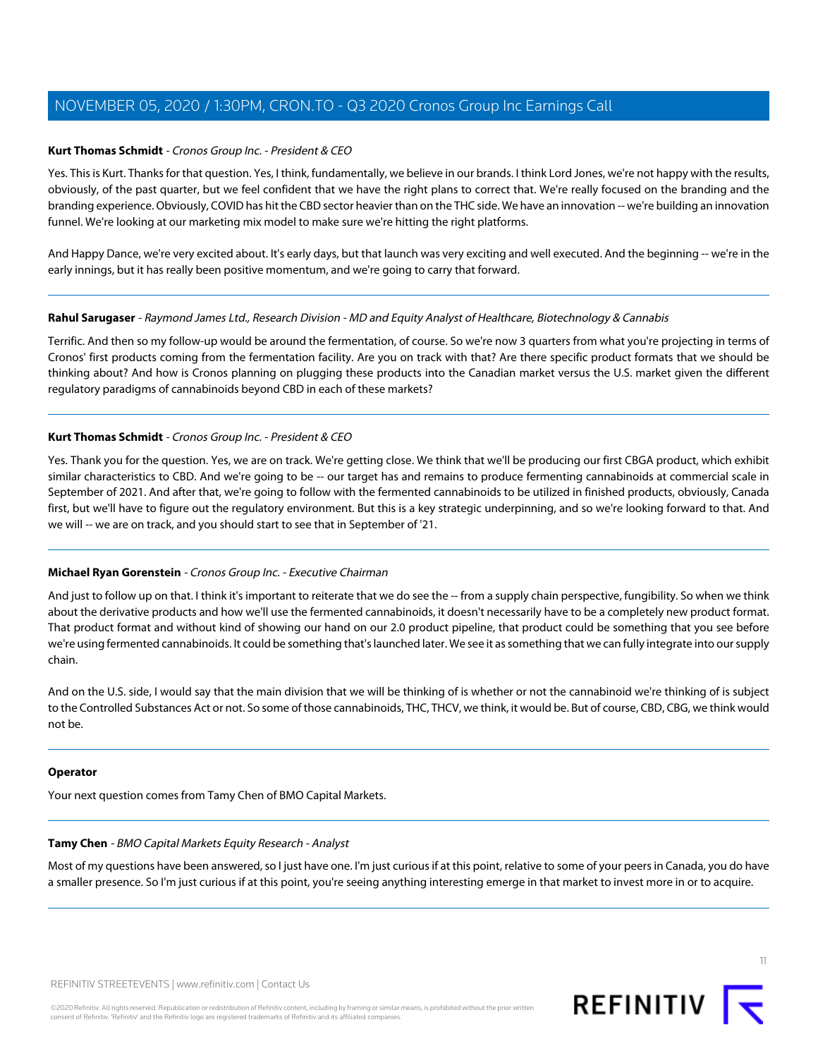**Kurt Thomas Schmidt** - *Cronos Group Inc. - President & CEO*

Yes. This is Kurt. Thanks for that question. Yes, I think, fundamentally, we believe in our brands. I think Lord Jones, we're not happy with the results, obviously, of the past quarter, but we feel confident that we have the right plans to correct that. We're really focused on the branding and the branding experience. Obviously, COVID has hit the CBD sector heavier than on the THC side. We have an innovation -- we're building an innovation funnel. We're looking at our marketing mix model to make sure we're hitting the right platforms.

And Happy Dance, we're very excited about. It's early days, but that launch was very exciting and well executed. And the beginning -- we're in the early innings, but it has really been positive momentum, and we're going to carry that forward.

---

**Rahul Sarugaser** - *Raymond James Ltd., Research Division - MD and Equity Analyst of Healthcare, Biotechnology & Cannabis*

Terrific. And then so my follow-up would be around the fermentation, of course. So we're now 3 quarters from what you're projecting in terms of Cronos' first products coming from the fermentation facility. Are you on track with that? Are there specific product formats that we should be thinking about? And how is Cronos planning on plugging these products into the Canadian market versus the U.S. market given the different regulatory paradigms of cannabinoids beyond CBD in each of these markets?

---

**Kurt Thomas Schmidt** - *Cronos Group Inc. - President & CEO*

Yes. Thank you for the question. Yes, we are on track. We're getting close. We think that we'll be producing our first CBGA product, which exhibit similar characteristics to CBD. And we're going to be -- our target has and remains to produce fermenting cannabinoids at commercial scale in September of 2021. And after that, we're going to follow with the fermented cannabinoids to be utilized in finished products, obviously, Canada first, but we'll have to figure out the regulatory environment. But this is a key strategic underpinning, and so we're looking forward to that. And we will -- we are on track, and you should start to see that in September of '21.

---

**Michael Ryan Gorenstein** - *Cronos Group Inc. - Executive Chairman*

And just to follow up on that. I think it's important to reiterate that we do see the -- from a supply chain perspective, fungibility. So when we think about the derivative products and how we'll use the fermented cannabinoids, it doesn't necessarily have to be a completely new product format. That product format and without kind of showing our hand on our 2.0 product pipeline, that product could be something that you see before we're using fermented cannabinoids. It could be something that's launched later. We see it as something that we can fully integrate into our supply chain.

And on the U.S. side, I would say that the main division that we will be thinking of is whether or not the cannabinoid we're thinking of is subject to the Controlled Substances Act or not. So some of those cannabinoids, THC, THCV, we think, it would be. But of course, CBD, CBG, we think would not be.

---

**Operator**

Your next question comes from Tamy Chen of BMO Capital Markets.

---

**Tamy Chen** - *BMO Capital Markets Equity Research - Analyst*

Most of my questions have been answered, so I just have one. I'm just curious if at this point, relative to some of your peers in Canada, you do have a smaller presence. So I'm just curious if at this point, you're seeing anything interesting emerge in that market to invest more in or to acquire.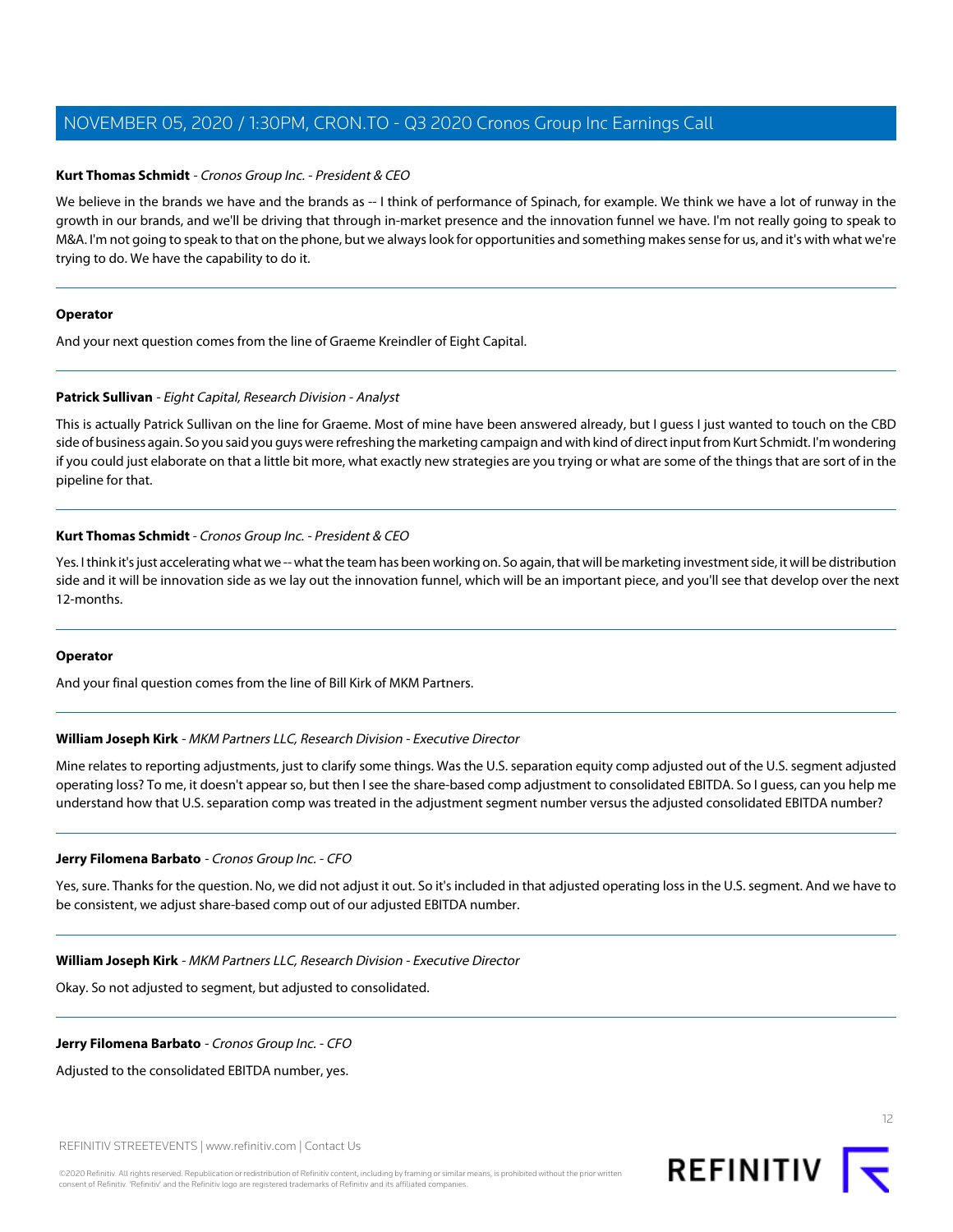**Kurt Thomas Schmidt** - *Cronos Group Inc. - President & CEO*

We believe in the brands we have and the brands as -- I think of performance of Spinach, for example. We think we have a lot of runway in the growth in our brands, and we'll be driving that through in-market presence and the innovation funnel we have. I'm not really going to speak to M&A. I'm not going to speak to that on the phone, but we always look for opportunities and something makes sense for us, and it's with what we're trying to do. We have the capability to do it.

---

**Operator**

And your next question comes from the line of Graeme Kreindler of Eight Capital.

---

**Patrick Sullivan** - *Eight Capital, Research Division - Analyst*

This is actually Patrick Sullivan on the line for Graeme. Most of mine have been answered already, but I guess I just wanted to touch on the CBD side of business again. So you said you guys were refreshing the marketing campaign and with kind of direct input from Kurt Schmidt. I'm wondering if you could just elaborate on that a little bit more, what exactly new strategies are you trying or what are some of the things that are sort of in the pipeline for that.

---

**Kurt Thomas Schmidt** - *Cronos Group Inc. - President & CEO*

Yes. I think it's just accelerating what we -- what the team has been working on. So again, that will be marketing investment side, it will be distribution side and it will be innovation side as we lay out the innovation funnel, which will be an important piece, and you'll see that develop over the next 12-months.

---

**Operator**

And your final question comes from the line of Bill Kirk of MKM Partners.

---

**William Joseph Kirk** - *MKM Partners LLC, Research Division - Executive Director*

Mine relates to reporting adjustments, just to clarify some things. Was the U.S. separation equity comp adjusted out of the U.S. segment adjusted operating loss? To me, it doesn't appear so, but then I see the share-based comp adjustment to consolidated EBITDA. So I guess, can you help me understand how that U.S. separation comp was treated in the adjustment segment number versus the adjusted consolidated EBITDA number?

---

**Jerry Filomena Barbato** - *Cronos Group Inc. - CFO*

Yes, sure. Thanks for the question. No, we did not adjust it out. So it's included in that adjusted operating loss in the U.S. segment. And we have to be consistent, we adjust share-based comp out of our adjusted EBITDA number.

---

**William Joseph Kirk** - *MKM Partners LLC, Research Division - Executive Director*

Okay. So not adjusted to segment, but adjusted to consolidated.

---

**Jerry Filomena Barbato** - *Cronos Group Inc. - CFO*

Adjusted to the consolidated EBITDA number, yes.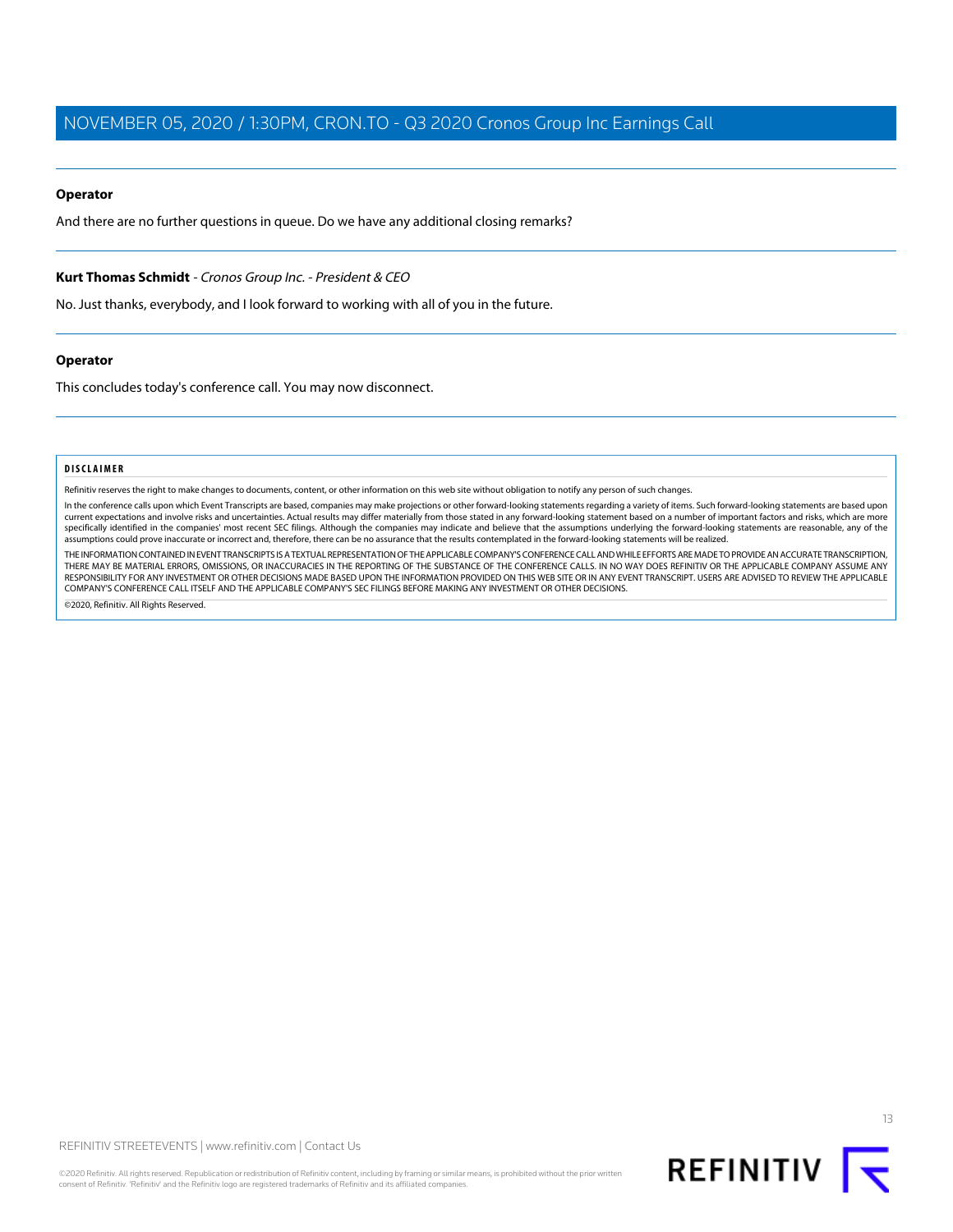**Operator**

And there are no further questions in queue. Do we have any additional closing remarks?

---

**Kurt Thomas Schmidt** - *Cronos Group Inc. - President & CEO*

No. Just thanks, everybody, and I look forward to working with all of you in the future.

---

**Operator**

This concludes today's conference call. You may now disconnect.

---

**DISCLAIMER**

Refinitiv reserves the right to make changes to documents, content, or other information on this web site without obligation to notify any person of such changes.

In the conference calls upon which Event Transcripts are based, companies may make projections or other forward-looking statements regarding a variety of items. Such forward-looking statements are based upon current expectations and involve risks and uncertainties. Actual results may differ materially from those stated in any forward-looking statement based on a number of important factors and risks, which are more specifically identified in the companies' most recent SEC filings. Although the companies may indicate and believe that the assumptions underlying the forward-looking statements are reasonable, any of the assumptions could prove inaccurate or incorrect and, therefore, there can be no assurance that the results contemplated in the forward-looking statements will be realized.

THE INFORMATION CONTAINED IN EVENT TRANSCRIPTS IS A TEXTUAL REPRESENTATION OF THE APPLICABLE COMPANY'S CONFERENCE CALL AND WHILE EFFORTS ARE MADE TO PROVIDE AN ACCURATE TRANSCRIPTION, THERE MAY BE MATERIAL ERRORS, OMISSIONS, OR INACCURACIES IN THE REPORTING OF THE SUBSTANCE OF THE CONFERENCE CALLS. IN NO WAY DOES REFINITIV OR THE APPLICABLE COMPANY ASSUME ANY RESPONSIBILITY FOR ANY INVESTMENT OR OTHER DECISIONS MADE BASED UPON THE INFORMATION PROVIDED ON THIS WEB SITE OR IN ANY EVENT TRANSCRIPT. USERS ARE ADVISED TO REVIEW THE APPLICABLE COMPANY'S CONFERENCE CALL ITSELF AND THE APPLICABLE COMPANY'S SEC FILINGS BEFORE MAKING ANY INVESTMENT OR OTHER DECISIONS.

©2020, Refinitiv. All Rights Reserved.